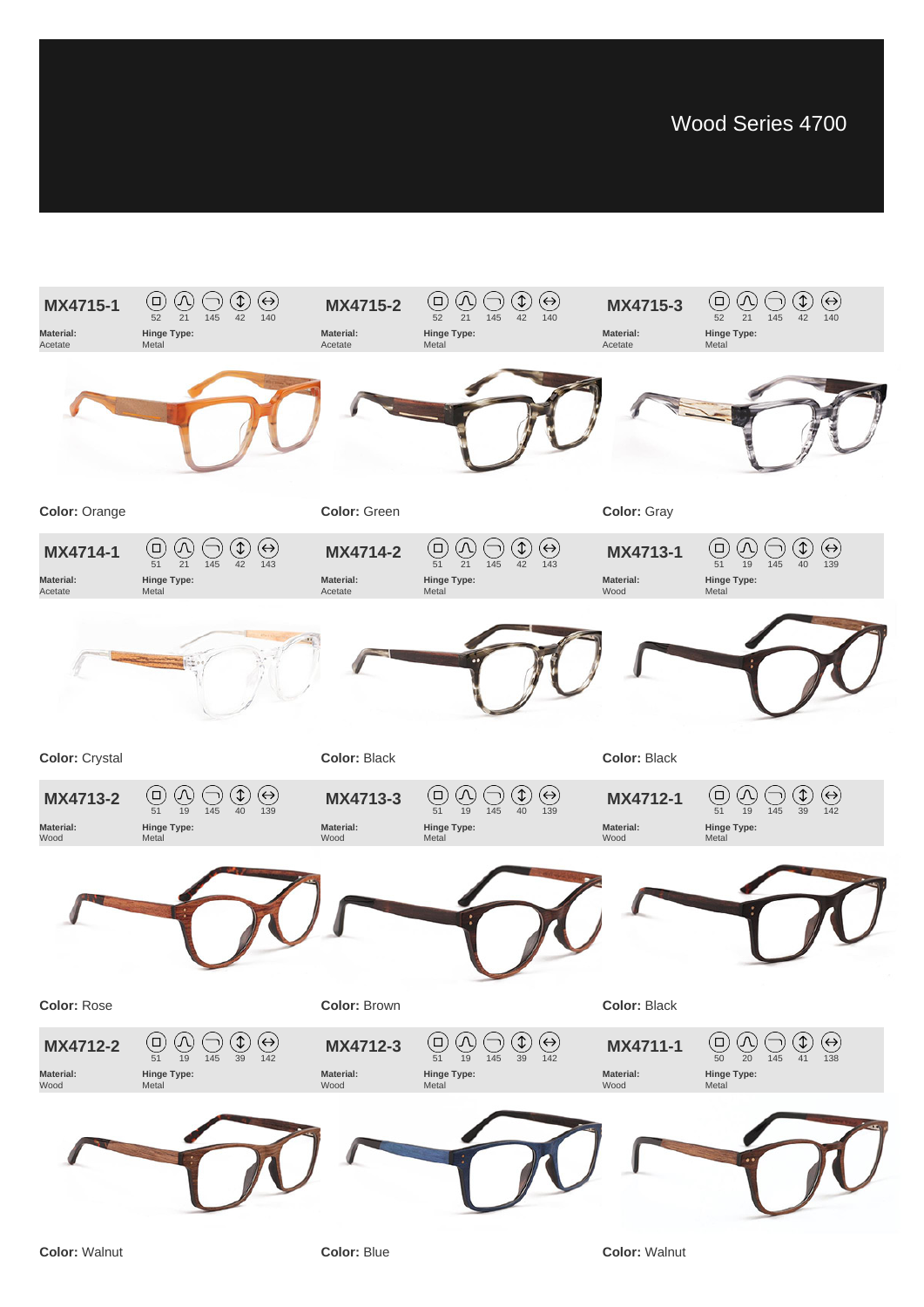# Wood Series 4700

## MX4715-1

52 | 21 | 145 | 42 | 140

**Material:** Acetate
**Hinge Type:** Metal

**Color:** Orange

## MX4715-2

52 | 21 | 145 | 42 | 140

**Material:** Acetate
**Hinge Type:** Metal

**Color:** Green

## MX4715-3

52 | 21 | 145 | 42 | 140

**Material:** Acetate
**Hinge Type:** Metal

**Color:** Gray

## MX4714-1

51 | 21 | 145 | 42 | 143

**Material:** Acetate
**Hinge Type:** Metal

**Color:** Crystal

## MX4714-2

51 | 21 | 145 | 42 | 143

**Material:** Acetate
**Hinge Type:** Metal

**Color:** Black

## MX4713-1

51 | 19 | 145 | 40 | 139

**Material:** Wood
**Hinge Type:** Metal

**Color:** Black

## MX4713-2

51 | 19 | 145 | 40 | 139

**Material:** Wood
**Hinge Type:** Metal

**Color:** Rose

## MX4713-3

51 | 19 | 145 | 40 | 139

**Material:** Wood
**Hinge Type:** Metal

**Color:** Brown

## MX4712-1

51 | 19 | 145 | 39 | 142

**Material:** Wood
**Hinge Type:** Metal

**Color:** Black

## MX4712-2

51 | 19 | 145 | 39 | 142

**Material:** Wood
**Hinge Type:** Metal

**Color:** Walnut

## MX4712-3

51 | 19 | 145 | 39 | 142

**Material:** Wood
**Hinge Type:** Metal

**Color:** Blue

## MX4711-1

50 | 20 | 145 | 41 | 138

**Material:** Wood
**Hinge Type:** Metal

**Color:** Walnut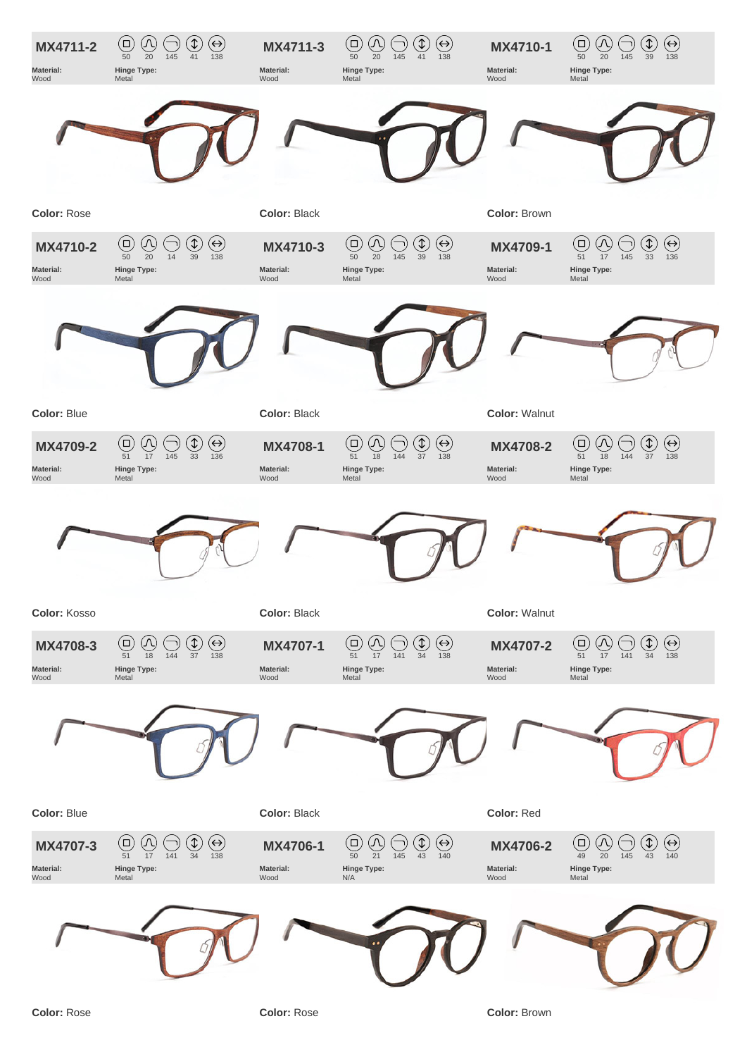## MX4711-2

50 | 20 | 145 | 41 | 138

**Material:** Wood
**Hinge Type:** Metal

**Color:** Rose

## MX4711-3

50 | 20 | 145 | 41 | 138

**Material:** Wood
**Hinge Type:** Metal

**Color:** Black

## MX4710-1

50 | 20 | 145 | 39 | 138

**Material:** Wood
**Hinge Type:** Metal

**Color:** Brown

## MX4710-2

50 | 20 | 14 | 39 | 138

**Material:** Wood
**Hinge Type:** Metal

**Color:** Blue

## MX4710-3

50 | 20 | 145 | 39 | 138

**Material:** Wood
**Hinge Type:** Metal

**Color:** Black

## MX4709-1

51 | 17 | 145 | 33 | 136

**Material:** Wood
**Hinge Type:** Metal

**Color:** Walnut

## MX4709-2

51 | 17 | 145 | 33 | 136

**Material:** Wood
**Hinge Type:** Metal

**Color:** Kosso

## MX4708-1

51 | 18 | 144 | 37 | 138

**Material:** Wood
**Hinge Type:** Metal

**Color:** Black

## MX4708-2

51 | 18 | 144 | 37 | 138

**Material:** Wood
**Hinge Type:** Metal

**Color:** Walnut

## MX4708-3

51 | 18 | 144 | 37 | 138

**Material:** Wood
**Hinge Type:** Metal

**Color:** Blue

## MX4707-1

51 | 17 | 141 | 34 | 138

**Material:** Wood
**Hinge Type:** Metal

**Color:** Black

## MX4707-2

51 | 17 | 141 | 34 | 138

**Material:** Wood
**Hinge Type:** Metal

**Color:** Red

## MX4707-3

51 | 17 | 141 | 34 | 138

**Material:** Wood
**Hinge Type:** Metal

**Color:** Rose

## MX4706-1

50 | 21 | 145 | 43 | 140

**Material:** Wood
**Hinge Type:** N/A

**Color:** Rose

## MX4706-2

49 | 20 | 145 | 43 | 140

**Material:** Wood
**Hinge Type:** Metal

**Color:** Brown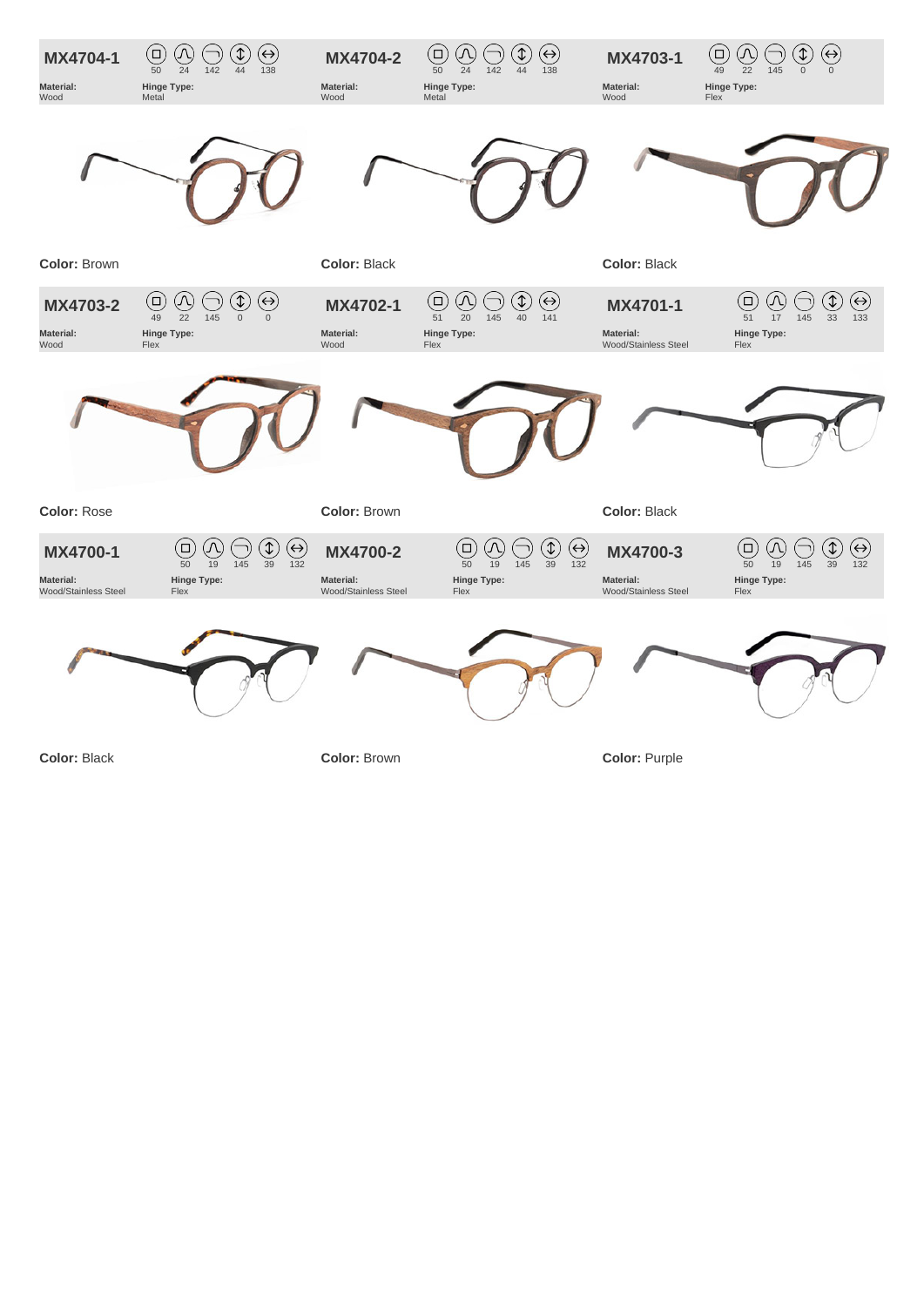## MX4704-1

50 24 142 44 138

**Material:** Wood
**Hinge Type:** Metal

**Color:** Brown

## MX4704-2

50 24 142 44 138

**Material:** Wood
**Hinge Type:** Metal

**Color:** Black

## MX4703-1

49 22 145 0 0

**Material:** Wood
**Hinge Type:** Flex

**Color:** Black

## MX4703-2

49 22 145 0 0

**Material:** Wood
**Hinge Type:** Flex

**Color:** Rose

## MX4702-1

51 20 145 40 141

**Material:** Wood
**Hinge Type:** Flex

**Color:** Brown

## MX4701-1

51 17 145 33 133

**Material:** Wood/Stainless Steel
**Hinge Type:** Flex

**Color:** Black

## MX4700-1

50 19 145 39 132

**Material:** Wood/Stainless Steel
**Hinge Type:** Flex

**Color:** Black

## MX4700-2

50 19 145 39 132

**Material:** Wood/Stainless Steel
**Hinge Type:** Flex

**Color:** Brown

## MX4700-3

50 19 145 39 132

**Material:** Wood/Stainless Steel
**Hinge Type:** Flex

**Color:** Purple